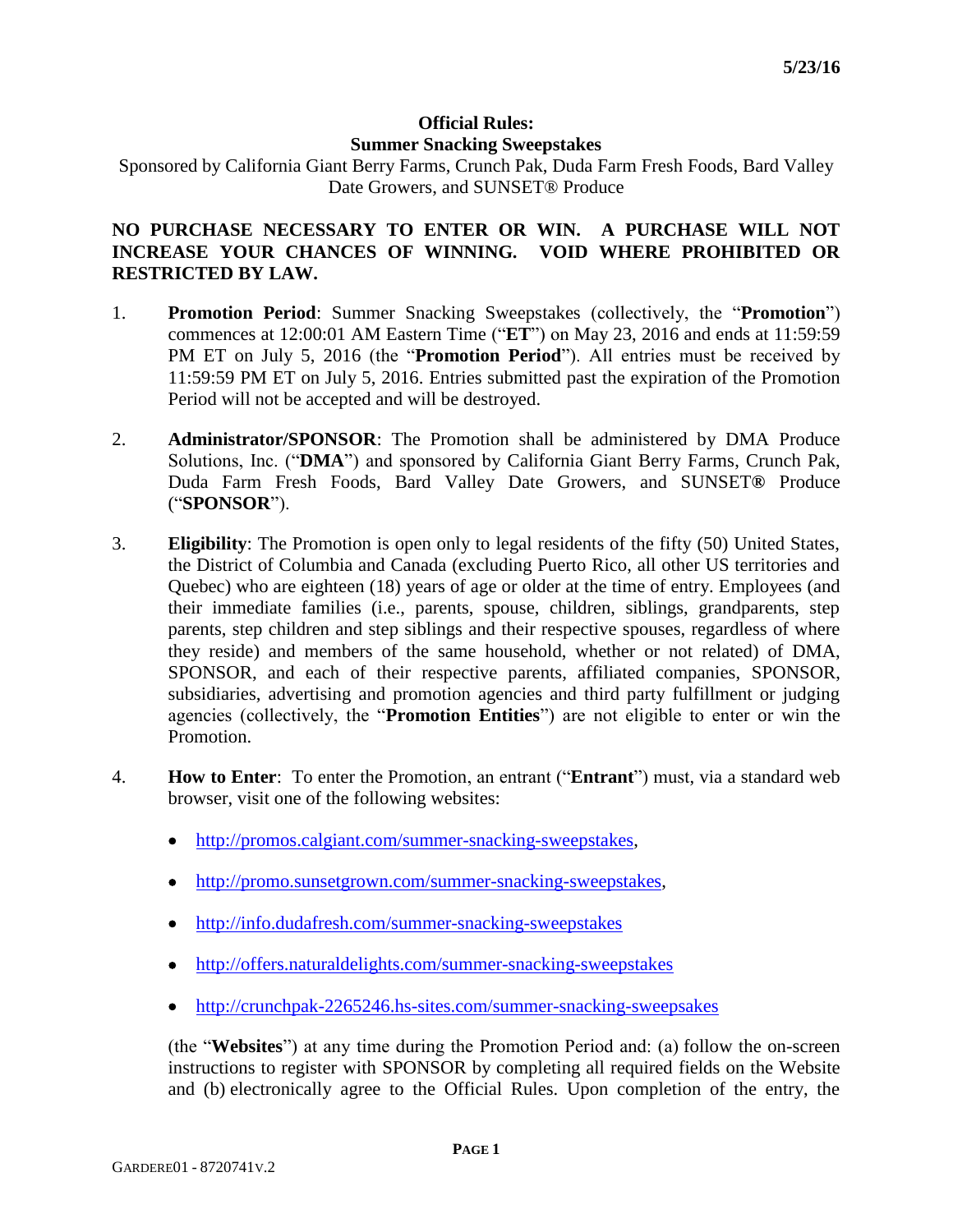5/23/16

**Official Rules:**
**Summer Snacking Sweepstakes**

Sponsored by California Giant Berry Farms, Crunch Pak, Duda Farm Fresh Foods, Bard Valley Date Growers, and SUNSET® Produce

**NO PURCHASE NECESSARY TO ENTER OR WIN. A PURCHASE WILL NOT INCREASE YOUR CHANCES OF WINNING. VOID WHERE PROHIBITED OR RESTRICTED BY LAW.**

1. **Promotion Period**: Summer Snacking Sweepstakes (collectively, the "**Promotion**") commences at 12:00:01 AM Eastern Time ("**ET**") on May 23, 2016 and ends at 11:59:59 PM ET on July 5, 2016 (the "**Promotion Period**"). All entries must be received by 11:59:59 PM ET on July 5, 2016. Entries submitted past the expiration of the Promotion Period will not be accepted and will be destroyed.

2. **Administrator/SPONSOR**: The Promotion shall be administered by DMA Produce Solutions, Inc. ("**DMA**") and sponsored by California Giant Berry Farms, Crunch Pak, Duda Farm Fresh Foods, Bard Valley Date Growers, and SUNSET® Produce ("**SPONSOR**").

3. **Eligibility**: The Promotion is open only to legal residents of the fifty (50) United States, the District of Columbia and Canada (excluding Puerto Rico, all other US territories and Quebec) who are eighteen (18) years of age or older at the time of entry. Employees (and their immediate families (i.e., parents, spouse, children, siblings, grandparents, step parents, step children and step siblings and their respective spouses, regardless of where they reside) and members of the same household, whether or not related) of DMA, SPONSOR, and each of their respective parents, affiliated companies, SPONSOR, subsidiaries, advertising and promotion agencies and third party fulfillment or judging agencies (collectively, the "**Promotion Entities**") are not eligible to enter or win the Promotion.

4. **How to Enter**: To enter the Promotion, an entrant ("**Entrant**") must, via a standard web browser, visit one of the following websites:

   - http://promos.calgiant.com/summer-snacking-sweepstakes,
   - http://promo.sunsetgrown.com/summer-snacking-sweepstakes,
   - http://info.dudafresh.com/summer-snacking-sweepstakes
   - http://offers.naturaldelights.com/summer-snacking-sweepstakes
   - http://crunchpak-2265246.hs-sites.com/summer-snacking-sweepsakes

   (the "**Websites**") at any time during the Promotion Period and: (a) follow the on-screen instructions to register with SPONSOR by completing all required fields on the Website and (b) electronically agree to the Official Rules. Upon completion of the entry, the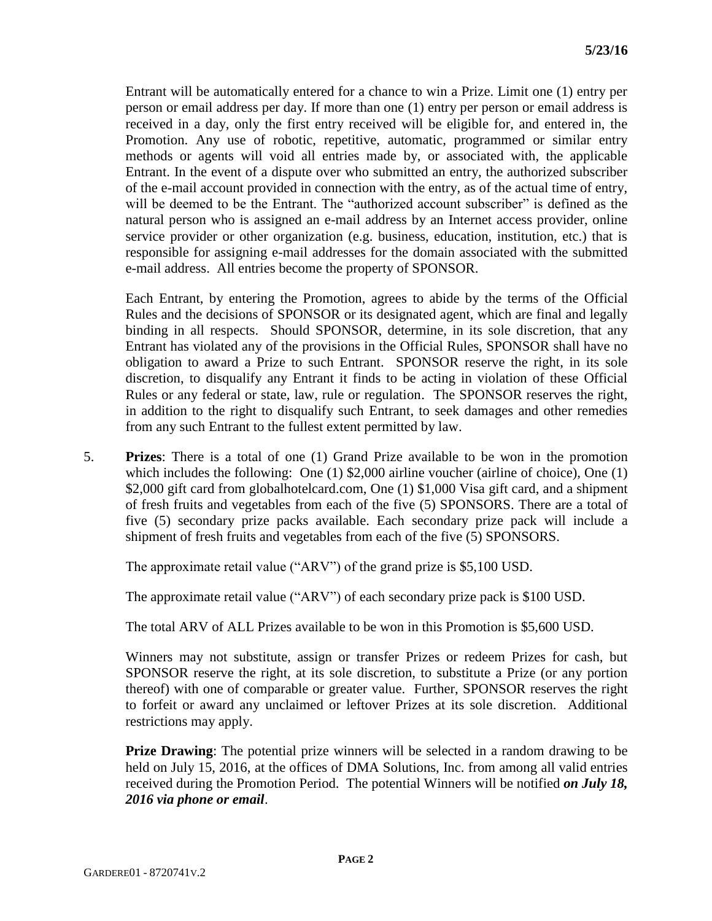Entrant will be automatically entered for a chance to win a Prize. Limit one (1) entry per person or email address per day. If more than one (1) entry per person or email address is received in a day, only the first entry received will be eligible for, and entered in, the Promotion. Any use of robotic, repetitive, automatic, programmed or similar entry methods or agents will void all entries made by, or associated with, the applicable Entrant. In the event of a dispute over who submitted an entry, the authorized subscriber of the e-mail account provided in connection with the entry, as of the actual time of entry, will be deemed to be the Entrant. The "authorized account subscriber" is defined as the natural person who is assigned an e-mail address by an Internet access provider, online service provider or other organization (e.g. business, education, institution, etc.) that is responsible for assigning e-mail addresses for the domain associated with the submitted e-mail address. All entries become the property of SPONSOR.

Each Entrant, by entering the Promotion, agrees to abide by the terms of the Official Rules and the decisions of SPONSOR or its designated agent, which are final and legally binding in all respects. Should SPONSOR, determine, in its sole discretion, that any Entrant has violated any of the provisions in the Official Rules, SPONSOR shall have no obligation to award a Prize to such Entrant. SPONSOR reserve the right, in its sole discretion, to disqualify any Entrant it finds to be acting in violation of these Official Rules or any federal or state, law, rule or regulation. The SPONSOR reserves the right, in addition to the right to disqualify such Entrant, to seek damages and other remedies from any such Entrant to the fullest extent permitted by law.

5. **Prizes**: There is a total of one (1) Grand Prize available to be won in the promotion which includes the following: One (1) $2,000 airline voucher (airline of choice), One (1) $2,000 gift card from globalhotelcard.com, One (1) $1,000 Visa gift card, and a shipment of fresh fruits and vegetables from each of the five (5) SPONSORS. There are a total of five (5) secondary prize packs available. Each secondary prize pack will include a shipment of fresh fruits and vegetables from each of the five (5) SPONSORS.

   The approximate retail value ("ARV") of the grand prize is $5,100 USD.

   The approximate retail value ("ARV") of each secondary prize pack is $100 USD.

   The total ARV of ALL Prizes available to be won in this Promotion is $5,600 USD.

   Winners may not substitute, assign or transfer Prizes or redeem Prizes for cash, but SPONSOR reserve the right, at its sole discretion, to substitute a Prize (or any portion thereof) with one of comparable or greater value. Further, SPONSOR reserves the right to forfeit or award any unclaimed or leftover Prizes at its sole discretion. Additional restrictions may apply.

   **Prize Drawing**: The potential prize winners will be selected in a random drawing to be held on July 15, 2016, at the offices of DMA Solutions, Inc. from among all valid entries received during the Promotion Period. The potential Winners will be notified ***on July 18, 2016 via phone or email***.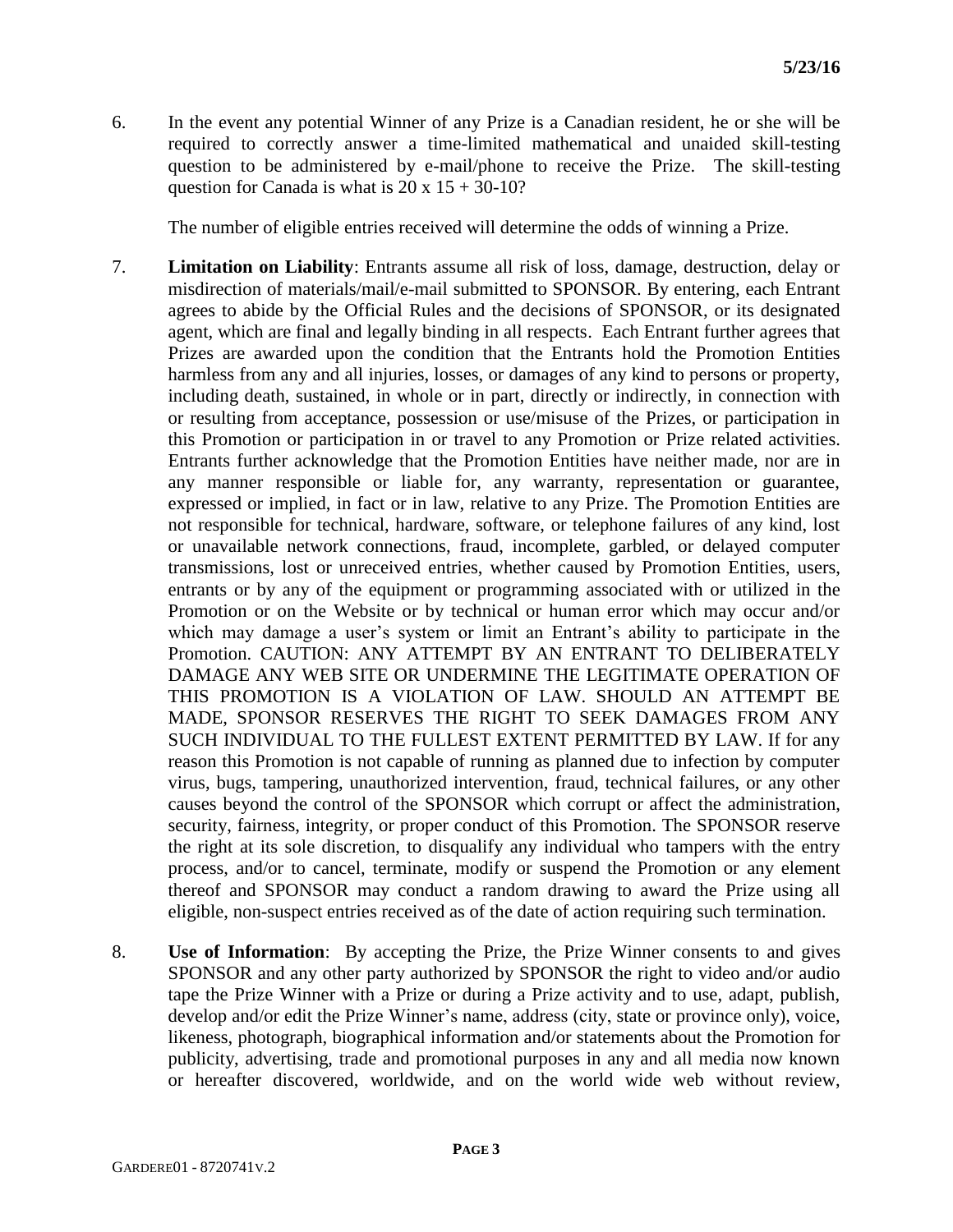6. In the event any potential Winner of any Prize is a Canadian resident, he or she will be required to correctly answer a time-limited mathematical and unaided skill-testing question to be administered by e-mail/phone to receive the Prize. The skill-testing question for Canada is what is $20 \times 15 + 30 - 10$?

   The number of eligible entries received will determine the odds of winning a Prize.

7. **Limitation on Liability**: Entrants assume all risk of loss, damage, destruction, delay or misdirection of materials/mail/e-mail submitted to SPONSOR. By entering, each Entrant agrees to abide by the Official Rules and the decisions of SPONSOR, or its designated agent, which are final and legally binding in all respects. Each Entrant further agrees that Prizes are awarded upon the condition that the Entrants hold the Promotion Entities harmless from any and all injuries, losses, or damages of any kind to persons or property, including death, sustained, in whole or in part, directly or indirectly, in connection with or resulting from acceptance, possession or use/misuse of the Prizes, or participation in this Promotion or participation in or travel to any Promotion or Prize related activities. Entrants further acknowledge that the Promotion Entities have neither made, nor are in any manner responsible or liable for, any warranty, representation or guarantee, expressed or implied, in fact or in law, relative to any Prize. The Promotion Entities are not responsible for technical, hardware, software, or telephone failures of any kind, lost or unavailable network connections, fraud, incomplete, garbled, or delayed computer transmissions, lost or unreceived entries, whether caused by Promotion Entities, users, entrants or by any of the equipment or programming associated with or utilized in the Promotion or on the Website or by technical or human error which may occur and/or which may damage a user's system or limit an Entrant's ability to participate in the Promotion. CAUTION: ANY ATTEMPT BY AN ENTRANT TO DELIBERATELY DAMAGE ANY WEB SITE OR UNDERMINE THE LEGITIMATE OPERATION OF THIS PROMOTION IS A VIOLATION OF LAW. SHOULD AN ATTEMPT BE MADE, SPONSOR RESERVES THE RIGHT TO SEEK DAMAGES FROM ANY SUCH INDIVIDUAL TO THE FULLEST EXTENT PERMITTED BY LAW. If for any reason this Promotion is not capable of running as planned due to infection by computer virus, bugs, tampering, unauthorized intervention, fraud, technical failures, or any other causes beyond the control of the SPONSOR which corrupt or affect the administration, security, fairness, integrity, or proper conduct of this Promotion. The SPONSOR reserve the right at its sole discretion, to disqualify any individual who tampers with the entry process, and/or to cancel, terminate, modify or suspend the Promotion or any element thereof and SPONSOR may conduct a random drawing to award the Prize using all eligible, non-suspect entries received as of the date of action requiring such termination.

8. **Use of Information**: By accepting the Prize, the Prize Winner consents to and gives SPONSOR and any other party authorized by SPONSOR the right to video and/or audio tape the Prize Winner with a Prize or during a Prize activity and to use, adapt, publish, develop and/or edit the Prize Winner's name, address (city, state or province only), voice, likeness, photograph, biographical information and/or statements about the Promotion for publicity, advertising, trade and promotional purposes in any and all media now known or hereafter discovered, worldwide, and on the world wide web without review,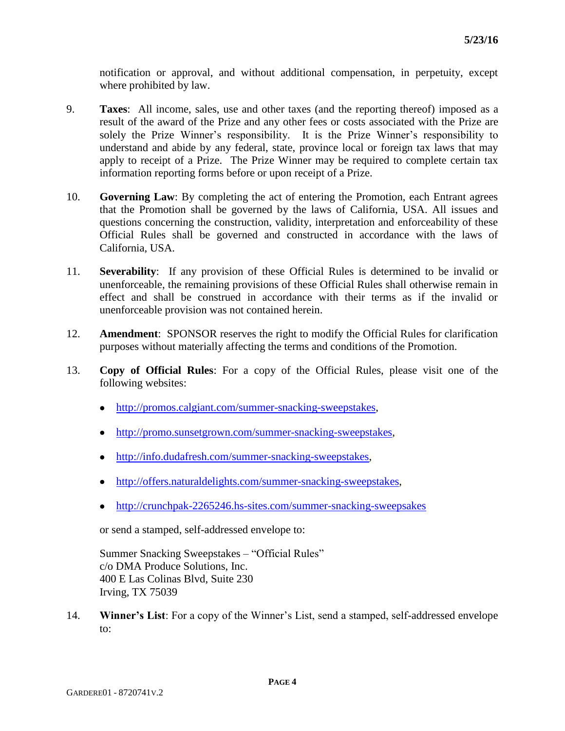notification or approval, and without additional compensation, in perpetuity, except where prohibited by law.

9. **Taxes**: All income, sales, use and other taxes (and the reporting thereof) imposed as a result of the award of the Prize and any other fees or costs associated with the Prize are solely the Prize Winner's responsibility. It is the Prize Winner's responsibility to understand and abide by any federal, state, province local or foreign tax laws that may apply to receipt of a Prize. The Prize Winner may be required to complete certain tax information reporting forms before or upon receipt of a Prize.

10. **Governing Law**: By completing the act of entering the Promotion, each Entrant agrees that the Promotion shall be governed by the laws of California, USA. All issues and questions concerning the construction, validity, interpretation and enforceability of these Official Rules shall be governed and constructed in accordance with the laws of California, USA.

11. **Severability**: If any provision of these Official Rules is determined to be invalid or unenforceable, the remaining provisions of these Official Rules shall otherwise remain in effect and shall be construed in accordance with their terms as if the invalid or unenforceable provision was not contained herein.

12. **Amendment**: SPONSOR reserves the right to modify the Official Rules for clarification purposes without materially affecting the terms and conditions of the Promotion.

13. **Copy of Official Rules**: For a copy of the Official Rules, please visit one of the following websites:

    - http://promos.calgiant.com/summer-snacking-sweepstakes,
    - http://promo.sunsetgrown.com/summer-snacking-sweepstakes,
    - http://info.dudafresh.com/summer-snacking-sweepstakes,
    - http://offers.naturaldelights.com/summer-snacking-sweepstakes,
    - http://crunchpak-2265246.hs-sites.com/summer-snacking-sweepsakes

    or send a stamped, self-addressed envelope to:

    Summer Snacking Sweepstakes – "Official Rules"
    c/o DMA Produce Solutions, Inc.
    400 E Las Colinas Blvd, Suite 230
    Irving, TX 75039

14. **Winner's List**: For a copy of the Winner's List, send a stamped, self-addressed envelope to: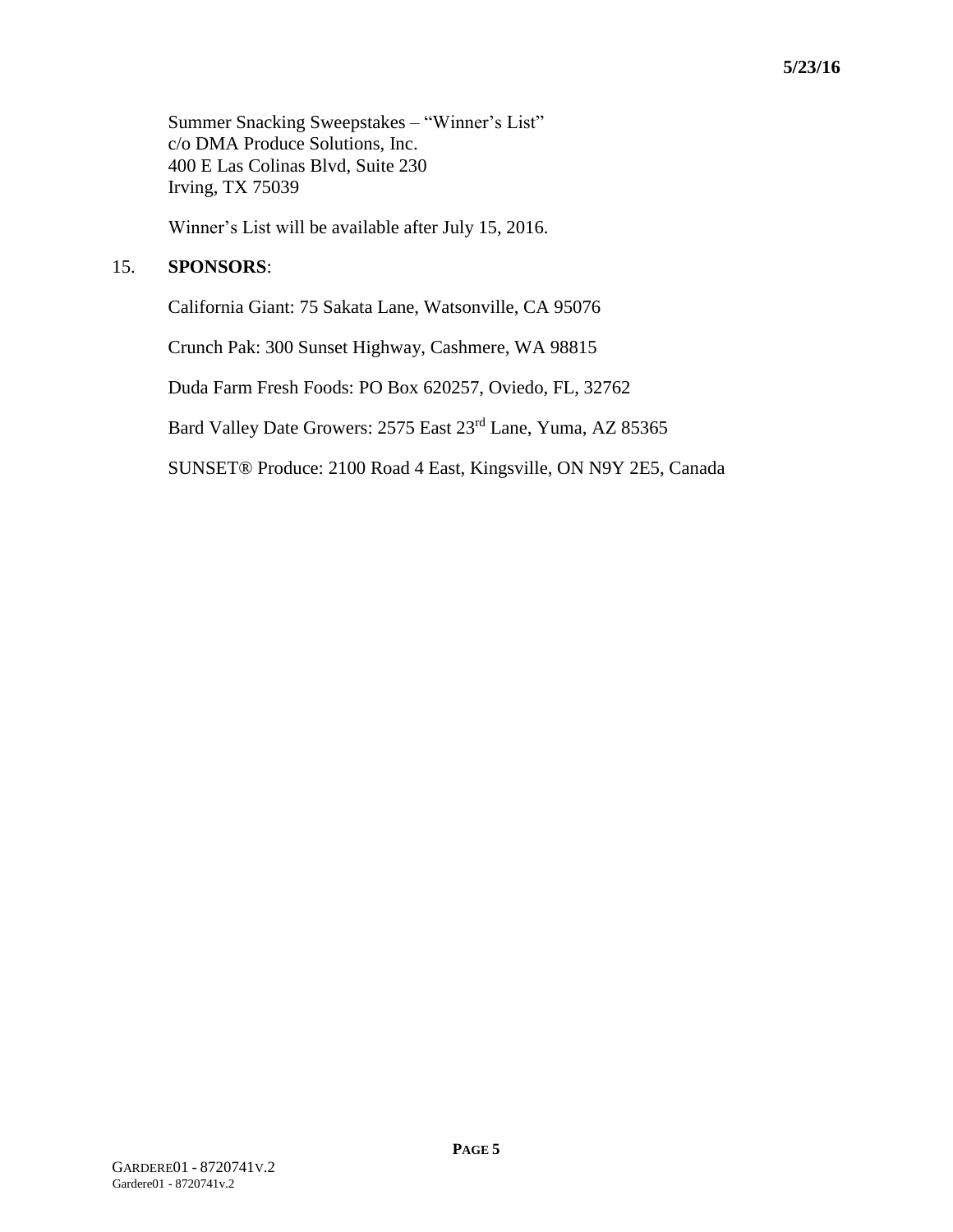Summer Snacking Sweepstakes – "Winner's List"
c/o DMA Produce Solutions, Inc.
400 E Las Colinas Blvd, Suite 230
Irving, TX 75039

Winner's List will be available after July 15, 2016.

15. **SPONSORS**:

California Giant: 75 Sakata Lane, Watsonville, CA 95076

Crunch Pak: 300 Sunset Highway, Cashmere, WA 98815

Duda Farm Fresh Foods: PO Box 620257, Oviedo, FL, 32762

Bard Valley Date Growers: 2575 East 23rd Lane, Yuma, AZ 85365

SUNSET® Produce: 2100 Road 4 East, Kingsville, ON N9Y 2E5, Canada